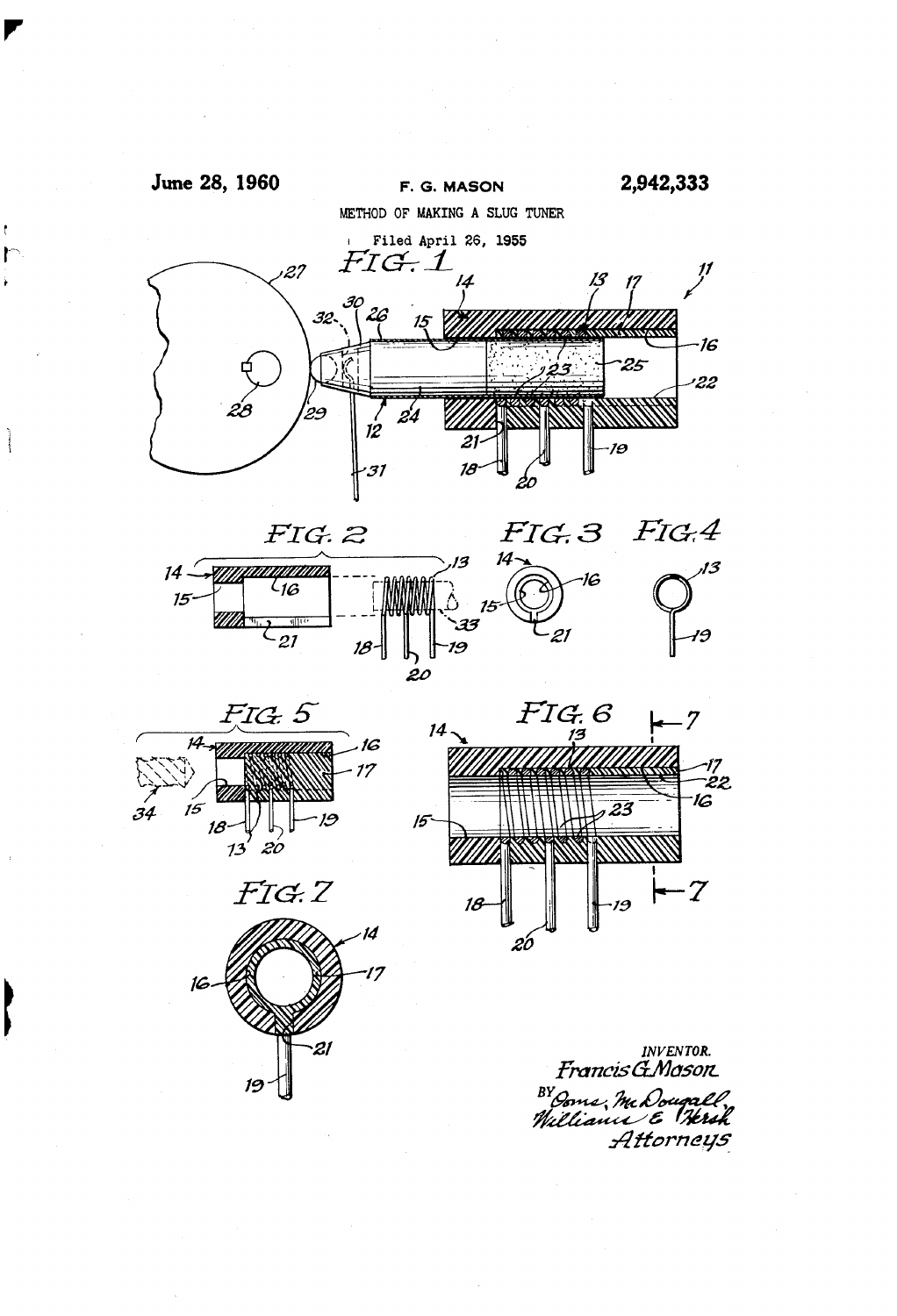June 28, 1960

F. G. MASON

2,942,333

METHOD OF MAKING A SLUG TUNER

Filed April 26, 1955

FIG. 1

FIG. 2

FIG. 3

FIG. 4

FIG. 5

FIG. 6

FIG. 7

INVENTOR.
Francis G. Mason

BY Owne, McDougall, Williams & Hersh
Attorneys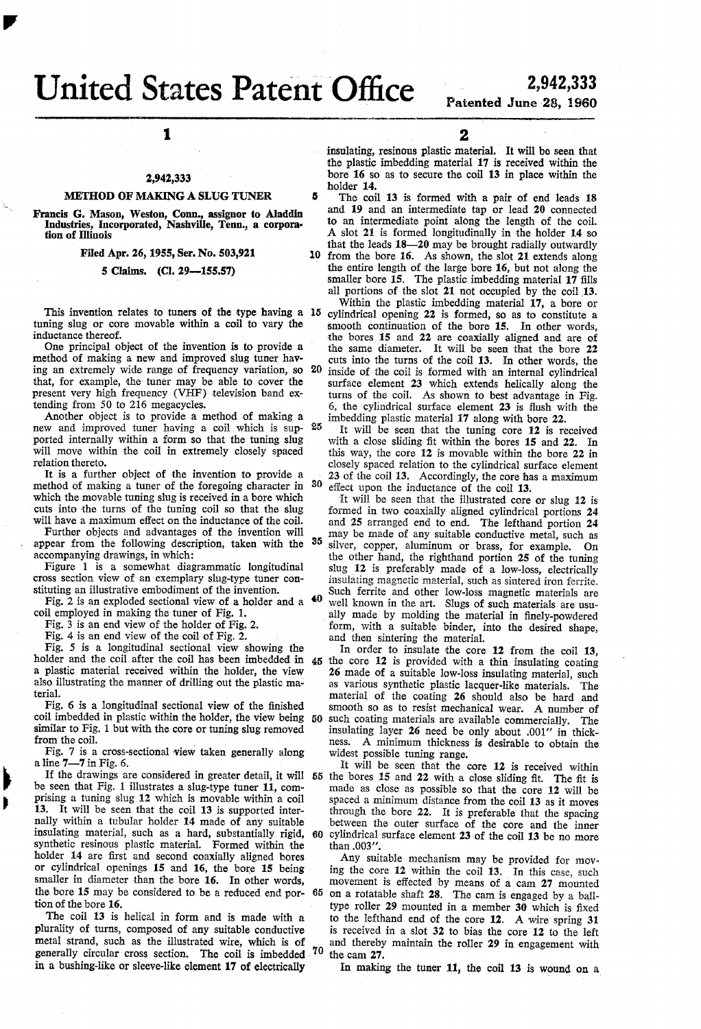# United States Patent Office

**2,942,333**

**Patented June 28, 1960**

## 2,942,333

### METHOD OF MAKING A SLUG TUNER

Francis G. Mason, Weston, Conn., assignor to Aladdin Industries, Incorporated, Nashville, Tenn., a corporation of Illinois

Filed Apr. 26, 1955, Ser. No. 503,921

5 Claims. (Cl. 29—155.57)

This invention relates to tuners of the type having a tuning slug or core movable within a coil to vary the inductance thereof.

One principal object of the invention is to provide a method of making a new and improved slug tuner having an extremely wide range of frequency variation, so that, for example, the tuner may be able to cover the present very high frequency (VHF) television band extending from 50 to 216 megacycles.

Another object is to provide a method of making a new and improved tuner having a coil which is supported internally within a form so that the tuning slug will move within the coil in extremely closely spaced relation thereto.

It is a further object of the invention to provide a method of making a tuner of the foregoing character in which the movable tuning slug is received in a bore which cuts into the turns of the tuning coil so that the slug will have a maximum effect on the inductance of the coil.

Further objects and advantages of the invention will appear from the following description, taken with the accompanying drawings, in which:

Figure 1 is a somewhat diagrammatic longitudinal cross section view of an exemplary slug-type tuner constituting an illustrative embodiment of the invention.

Fig. 2 is an exploded sectional view of a holder and a coil employed in making the tuner of Fig. 1.

Fig. 3 is an end view of the holder of Fig. 2.

Fig. 4 is an end view of the coil of Fig. 2.

Fig. 5 is a longitudinal sectional view showing the holder and the coil after the coil has been imbedded in a plastic material received within the holder, the view also illustrating the manner of drilling out the plastic material.

Fig. 6 is a longitudinal sectional view of the finished coil imbedded in plastic within the holder, the view being similar to Fig. 1 but with the core or tuning slug removed from the coil.

Fig. 7 is a cross-sectional view taken generally along a line 7—7 in Fig. 6.

If the drawings are considered in greater detail, it will be seen that Fig. 1 illustrates a slug-type tuner 11, comprising a tuning slug 12 which is movable within a coil 13. It will be seen that the coil 13 is supported internally within a tubular holder 14 made of any suitable insulating material, such as a hard, substantially rigid, synthetic resinous plastic material. Formed within the holder 14 are first and second coaxially aligned bores or cylindrical openings 15 and 16, the bore 15 being smaller in diameter than the bore 16. In other words, the bore 15 may be considered to be a reduced end portion of the bore 16.

The coil 13 is helical in form and is made with a plurality of turns, composed of any suitable conductive metal strand, such as the illustrated wire, which is of generally circular cross section. The coil is imbedded in a bushing-like or sleeve-like element 17 of electrically insulating, resinous plastic material. It will be seen that the plastic imbedding material 17 is received within the bore 16 so as to secure the coil 13 in place within the holder 14.

The coil 13 is formed with a pair of end leads 18 and 19 and an intermediate tap or lead 20 connected to an intermediate point along the length of the coil. A slot 21 is formed longitudinally in the holder 14 so that the leads 18—20 may be brought radially outwardly from the bore 16. As shown, the slot 21 extends along the entire length of the large bore 16, but not along the smaller bore 15. The plastic imbedding material 17 fills all portions of the slot 21 not occupied by the coil 13.

Within the plastic imbedding material 17, a bore or cylindrical opening 22 is formed, so as to constitute a smooth continuation of the bore 15. In other words, the bores 15 and 22 are coaxially aligned and are of the same diameter. It will be seen that the bore 22 cuts into the turns of the coil 13. In other words, the inside of the coil is formed with an internal cylindrical surface element 23 which extends helically along the turns of the coil. As shown to best advantage in Fig. 6, the cylindrical surface element 23 is flush with the imbedding plastic material 17 along with bore 22.

It will be seen that the tuning core 12 is received with a close sliding fit within the bores 15 and 22. In this way, the core 12 is movable within the bore 22 in closely spaced relation to the cylindrical surface element 23 of the coil 13. Accordingly, the core has a maximum effect upon the inductance of the coil 13.

It will be seen that the illustrated core or slug 12 is formed in two coaxially aligned cylindrical portions 24 and 25 arranged end to end. The lefthand portion 24 may be made of any suitable conductive metal, such as silver, copper, aluminum or brass, for example. On the other hand, the righthand portion 25 of the tuning slug 12 is preferably made of a low-loss, electrically insulating magnetic material, such as sintered iron ferrite. Such ferrite and other low-loss magnetic materials are well known in the art. Slugs of such materials are usually made by molding the material in finely-powdered form, with a suitable binder, into the desired shape, and then sintering the material.

In order to insulate the core 12 from the coil 13, the core 12 is provided with a thin insulating coating 26 made of a suitable low-loss insulating material, such as various synthetic plastic lacquer-like materials. The material of the coating 26 should also be hard and smooth so as to resist mechanical wear. A number of such coating materials are available commercially. The insulating layer 26 need be only about .001″ in thickness. A minimum thickness is desirable to obtain the widest possible tuning range.

It will be seen that the core 12 is received within the bores 15 and 22 with a close sliding fit. The fit is made as close as possible so that the core 12 will be spaced a minimum distance from the coil 13 as it moves through the bore 22. It is preferable that the spacing between the outer surface of the core and the inner cylindrical surface element 23 of the coil 13 be no more than .003″.

Any suitable mechanism may be provided for moving the core 12 within the coil 13. In this case, such movement is effected by means of a cam 27 mounted on a rotatable shaft 28. The cam is engaged by a ball-type roller 29 mounted in a member 30 which is fixed to the lefthand end of the core 12. A wire spring 31 is received in a slot 32 to bias the core 12 to the left and thereby maintain the roller 29 in engagement with the cam 27.

In making the tuner 11, the coil 13 is wound on a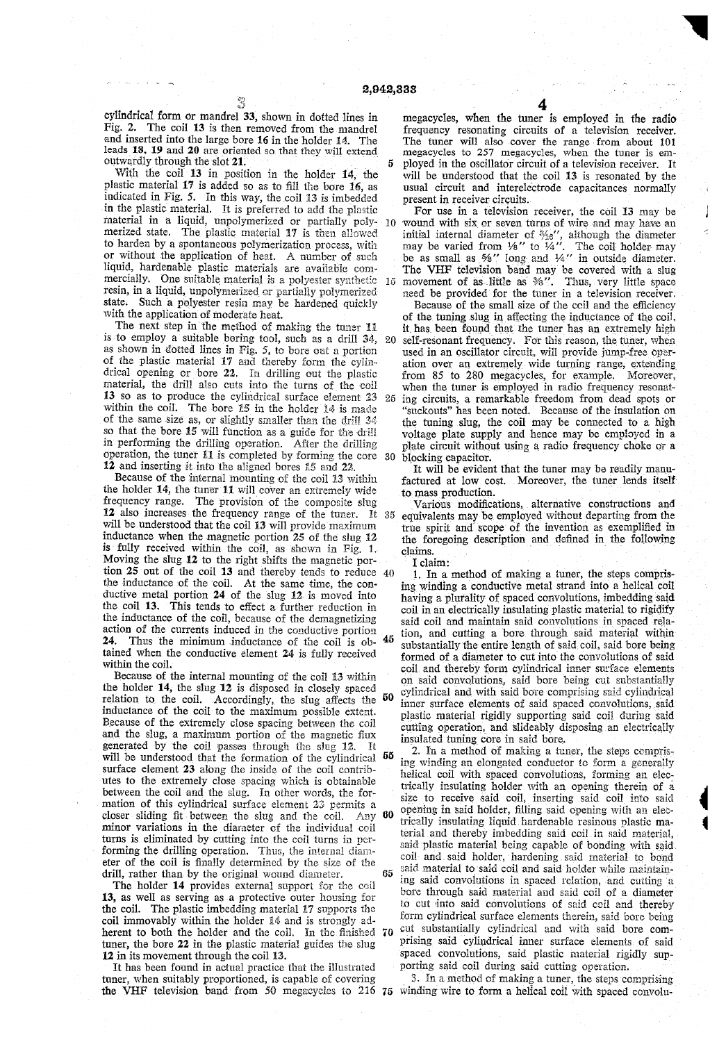cylindrical form or mandrel 33, shown in dotted lines in Fig. 2. The coil 13 is then removed from the mandrel and inserted into the large bore 16 in the holder 14. The leads 18, 19 and 20 are oriented so that they will extend outwardly through the slot 21.

With the coil 13 in position in the holder 14, the plastic material 17 is added so as to fill the bore 16, as indicated in Fig. 5. In this way, the coil 13 is imbedded in the plastic material. It is preferred to add the plastic material in a liquid, unpolymerized or partially polymerized state. The plastic material 17 is then allowed to harden by a spontaneous polymerization process, with or without the application of heat. A number of such liquid, hardenable plastic materials are available commercially. One suitable material is a polyester synthetic resin, in a liquid, unpolymerized or partially polymerized state. Such a polyester resin may be hardened quickly with the application of moderate heat.

The next step in the method of making the tuner 11 is to employ a suitable boring tool, such as a drill 34, as shown in dotted lines in Fig. 5, to bore out a portion of the plastic material 17 and thereby form the cylindrical opening or bore 22. In drilling out the plastic material, the drill also cuts into the turns of the coil 13 so as to produce the cylindrical surface element 23 within the coil. The bore 15 in the holder 14 is made of the same size as, or slightly smaller than the drill 34 so that the bore 15 will function as a guide for the drill in performing the drilling operation. After the drilling operation, the tuner 11 is completed by forming the core 12 and inserting it into the aligned bores 15 and 22.

Because of the internal mounting of the coil 13 within the holder 14, the tuner 11 will cover an extremely wide frequency range. The provision of the composite slug 12 also increases the frequency range of the tuner. It will be understood that the coil 13 will provide maximum inductance when the magnetic portion 25 of the slug 12 is fully received within the coil, as shown in Fig. 1. Moving the slug 12 to the right shifts the magnetic portion 25 out of the coil 13 and thereby tends to reduce the inductance of the coil. At the same time, the conductive metal portion 24 of the slug 12 is moved into the coil 13. This tends to effect a further reduction in the inductance of the coil, because of the demagnetizing action of the currents induced in the conductive portion 24. Thus the minimum inductance of the coil is obtained when the conductive element 24 is fully received within the coil.

Because of the internal mounting of the coil 13 within the holder 14, the slug 12 is disposed in closely spaced relation to the coil. Accordingly, the slug affects the inductance of the coil to the maximum possible extent. Because of the extremely close spacing between the coil and the slug, a maximum portion of the magnetic flux generated by the coil passes through the slug 12. It will be understood that the formation of the cylindrical surface element 23 along the inside of the coil contributes to the extremely close spacing which is obtainable between the coil and the slug. In other words, the formation of this cylindrical surface element 23 permits a closer sliding fit between the slug and the coil. Any minor variations in the diameter of the individual coil turns is eliminated by cutting into the coil turns in performing the drilling operation. Thus, the internal diameter of the coil is finally determined by the size of the drill, rather than by the original wound diameter.

The holder 14 provides external support for the coil 13, as well as serving as a protective outer housing for the coil. The plastic imbedding material 17 supports the coil immovably within the holder 14 and is strongly adherent to both the holder and the coil. In the finished tuner, the bore 22 in the plastic material guides the slug 12 in its movement through the coil 13.

It has been found in actual practice that the illustrated tuner, when suitably proportioned, is capable of covering the VHF television band from 50 megacycles to 216 megacycles, when the tuner is employed in the radio frequency resonating circuits of a television receiver. The tuner will also cover the range from about 101 megacycles to 257 megacycles, when the tuner is employed in the oscillator circuit of a television receiver. It will be understood that the coil 13 is resonated by the usual circuit and interelectrode capacitances normally present in receiver circuits.

For use in a television receiver, the coil 13 may be wound with six or seven turns of wire and may have an initial internal diameter of 3/16", although the diameter may be varied from 1/8" to 1/4". The coil holder may be as small as 5/8" long and 1/4" in outside diameter. The VHF television band may be covered with a slug movement of as little as 3/8". Thus, very little space need be provided for the tuner in a television receiver.

Because of the small size of the coil and the efficiency of the tuning slug in affecting the inductance of the coil, it has been found that the tuner has an extremely high self-resonant frequency. For this reason, the tuner, when used in an oscillator circuit, will provide jump-free operation over an extremely wide turning range, extending from 85 to 280 megacycles, for example. Moreover, when the tuner is employed in radio frequency resonating circuits, a remarkable freedom from dead spots or "suckouts" has been noted. Because of the insulation on the tuning slug, the coil may be connected to a high voltage plate supply and hence may be employed in a plate circuit without using a radio frequency choke or a blocking capacitor.

It will be evident that the tuner may be readily manufactured at low cost. Moreover, the tuner lends itself to mass production.

Various modifications, alternative constructions and equivalents may be employed without departing from the true spirit and scope of the invention as exemplified in the foregoing description and defined in the following claims.

I claim:

1. In a method of making a tuner, the steps comprising winding a conductive metal strand into a helical coil having a plurality of spaced convolutions, imbedding said coil in an electrically insulating plastic material to rigidify said coil and maintain said convolutions in spaced relation, and cutting a bore through said material within substantially the entire length of said coil, said bore being formed of a diameter to cut into the convolutions of said coil and thereby form cylindrical inner surface elements on said convolutions, said bore being cut substantially cylindrical and with said bore comprising said cylindrical inner surface elements of said spaced convolutions, said plastic material rigidly supporting said coil during said cutting operation, and slideably disposing an electrically insulated tuning core in said bore.

2. In a method of making a tuner, the steps comprising winding an elongated conductor to form a generally helical coil with spaced convolutions, forming an electrically insulating holder with an opening therein of a size to receive said coil, inserting said coil into said opening in said holder, filling said opening with an electrically insulating liquid hardenable resinous plastic material and thereby imbedding said coil in said material, said plastic material being capable of bonding with said coil and said holder, hardening said material to bond said material to said coil and said holder while maintaining said convolutions in spaced relation, and cutting a bore through said material and said coil of a diameter to cut into said convolutions of said coil and thereby form cylindrical surface elements therein, said bore being cut substantially cylindrical and with said bore comprising said cylindrical inner surface elements of said spaced convolutions, said plastic material rigidly supporting said coil during said cutting operation.

3. In a method of making a tuner, the steps comprising winding wire to form a helical coil with spaced convolu-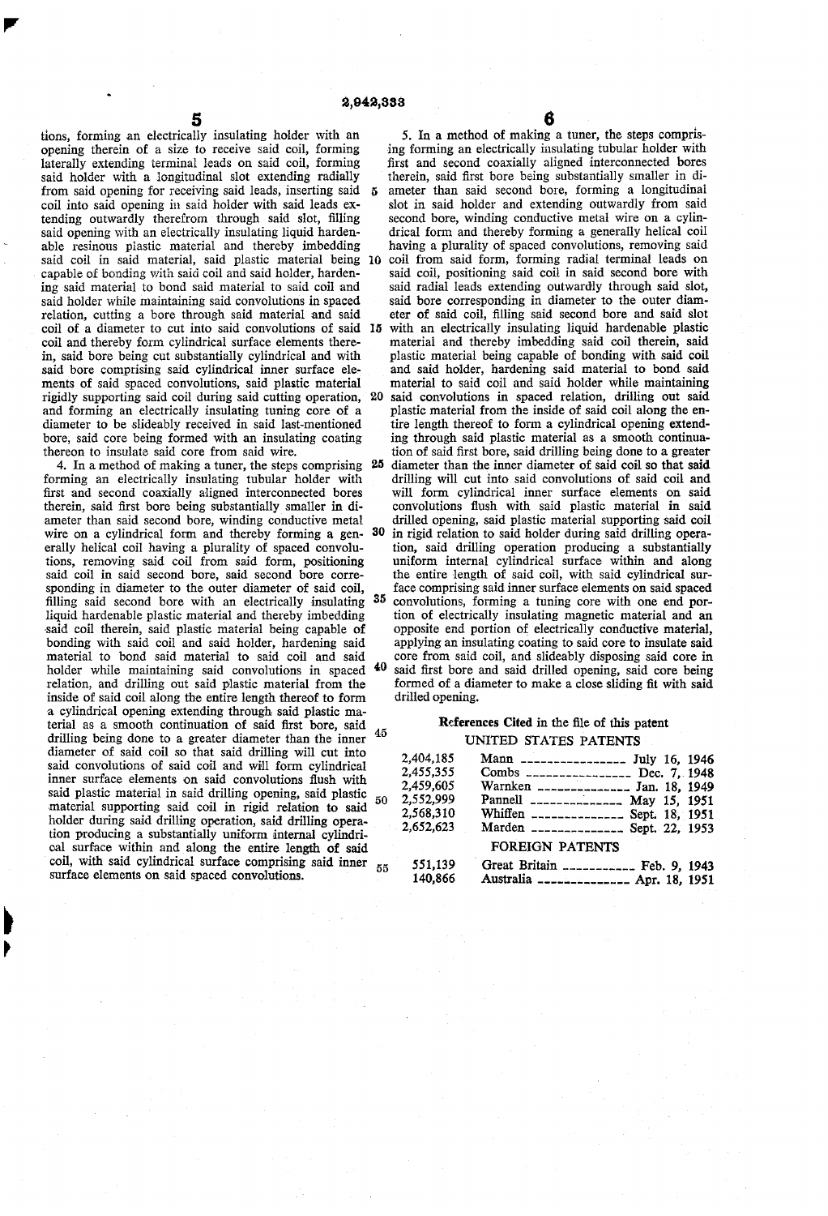tions, forming an electrically insulating holder with an opening therein of a size to receive said coil, forming laterally extending terminal leads on said coil, forming said holder with a longitudinal slot extending radially from said opening for receiving said leads, inserting said coil into said opening in said holder with said leads extending outwardly therefrom through said slot, filling said opening with an electrically insulating liquid hardenable resinous plastic material and thereby imbedding said coil in said material, said plastic material being capable of bonding with said coil and said holder, hardening said material to bond said material to said coil and said holder while maintaining said convolutions in spaced relation, cutting a bore through said material and said coil of a diameter to cut into said convolutions of said coil and thereby form cylindrical surface elements therein, said bore being cut substantially cylindrical and with said bore comprising said cylindrical inner surface elements of said spaced convolutions, said plastic material rigidly supporting said coil during said cutting operation, and forming an electrically insulating tuning core of a diameter to be slideably received in said last-mentioned bore, said core being formed with an insulating coating thereon to insulate said core from said wire.

4. In a method of making a tuner, the steps comprising forming an electrically insulating tubular holder with first and second coaxially aligned interconnected bores therein, said first bore being substantially smaller in diameter than said second bore, winding conductive metal wire on a cylindrical form and thereby forming a generally helical coil having a plurality of spaced convolutions, removing said coil from said form, positioning said coil in said second bore, said second bore corresponding in diameter to the outer diameter of said coil, filling said second bore with an electrically insulating liquid hardenable plastic material and thereby imbedding said coil therein, said plastic material being capable of bonding with said coil and said holder, hardening said material to bond said material to said coil and said holder while maintaining said convolutions in spaced relation, and drilling out said plastic material from the inside of said coil along the entire length thereof to form a cylindrical opening extending through said plastic material as a smooth continuation of said first bore, said drilling being done to a greater diameter than the inner diameter of said coil so that said drilling will cut into said convolutions of said coil and will form cylindrical inner surface elements on said convolutions flush with said plastic material in said drilling opening, said plastic material supporting said coil in rigid relation to said holder during said drilling operation, said drilling operation producing a substantially uniform internal cylindrical surface within and along the entire length of said coil, with said cylindrical surface comprising said inner surface elements on said spaced convolutions.

5. In a method of making a tuner, the steps comprising forming an electrically insulating tubular holder with first and second coaxially aligned interconnected bores therein, said first bore being substantially smaller in diameter than said second bore, forming a longitudinal slot in said holder and extending outwardly from said second bore, winding conductive metal wire on a cylindrical form and thereby forming a generally helical coil having a plurality of spaced convolutions, removing said coil from said form, forming radial terminal leads on said coil, positioning said coil in said second bore with said radial leads extending outwardly through said slot, said bore corresponding in diameter to the outer diameter of said coil, filling said second bore and said slot with an electrically insulating liquid hardenable plastic material and thereby imbedding said coil therein, said plastic material being capable of bonding with said coil and said holder, hardening said material to bond said material to said coil and said holder while maintaining said convolutions in spaced relation, drilling out said plastic material from the inside of said coil along the entire length thereof to form a cylindrical opening extending through said plastic material as a smooth continuation of said first bore, said drilling being done to a greater diameter than the inner diameter of said coil so that said drilling will cut into said convolutions of said coil and will form cylindrical inner surface elements on said convolutions flush with said plastic material in said drilled opening, said plastic material supporting said coil in rigid relation to said holder during said drilling operation, said drilling operation producing a substantially uniform internal cylindrical surface within and along the entire length of said coil, with said cylindrical surface comprising said inner surface elements on said spaced convolutions, forming a tuning core with one end portion of electrically insulating magnetic material and an opposite end portion of electrically conductive material, applying an insulating coating to said core to insulate said core from said coil, and slideably disposing said core in said first bore and said drilled opening, said core being formed of a diameter to make a close sliding fit with said drilled opening.

## References Cited in the file of this patent

### UNITED STATES PATENTS

| | | |
|---|---|---|
| 2,404,185 | Mann | July 16, 1946 |
| 2,455,355 | Combs | Dec. 7, 1948 |
| 2,459,605 | Warnken | Jan. 18, 1949 |
| 2,552,999 | Pannell | May 15, 1951 |
| 2,568,310 | Whiffen | Sept. 18, 1951 |
| 2,652,623 | Marden | Sept. 22, 1953 |

### FOREIGN PATENTS

| | | |
|---|---|---|
| 551,139 | Great Britain | Feb. 9, 1943 |
| 140,866 | Australia | Apr. 18, 1951 |